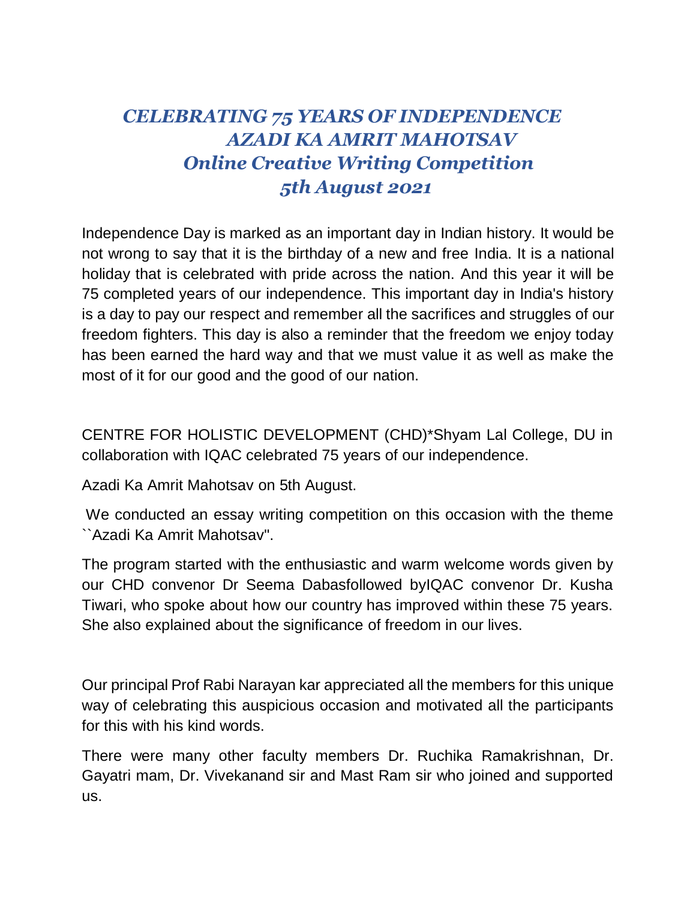# *CELEBRATING 75 YEARS OF INDEPENDENCE*
# *AZADI KA AMRIT MAHOTSAV*
## *Online Creative Writing Competition*
## *5th August 2021*

Independence Day is marked as an important day in Indian history. It would be not wrong to say that it is the birthday of a new and free India. It is a national holiday that is celebrated with pride across the nation. And this year it will be 75 completed years of our independence. This important day in India's history is a day to pay our respect and remember all the sacrifices and struggles of our freedom fighters. This day is also a reminder that the freedom we enjoy today has been earned the hard way and that we must value it as well as make the most of it for our good and the good of our nation.

CENTRE FOR HOLISTIC DEVELOPMENT (CHD)*Shyam Lal College, DU in collaboration with IQAC celebrated 75 years of our independence.

Azadi Ka Amrit Mahotsav on 5th August.

We conducted an essay writing competition on this occasion with the theme ``Azadi Ka Amrit Mahotsav".

The program started with the enthusiastic and warm welcome words given by our CHD convenor Dr Seema Dabasfollowed byIQAC convenor Dr. Kusha Tiwari, who spoke about how our country has improved within these 75 years. She also explained about the significance of freedom in our lives.

Our principal Prof Rabi Narayan kar appreciated all the members for this unique way of celebrating this auspicious occasion and motivated all the participants for this with his kind words.

There were many other faculty members Dr. Ruchika Ramakrishnan, Dr. Gayatri mam, Dr. Vivekanand sir and Mast Ram sir who joined and supported us.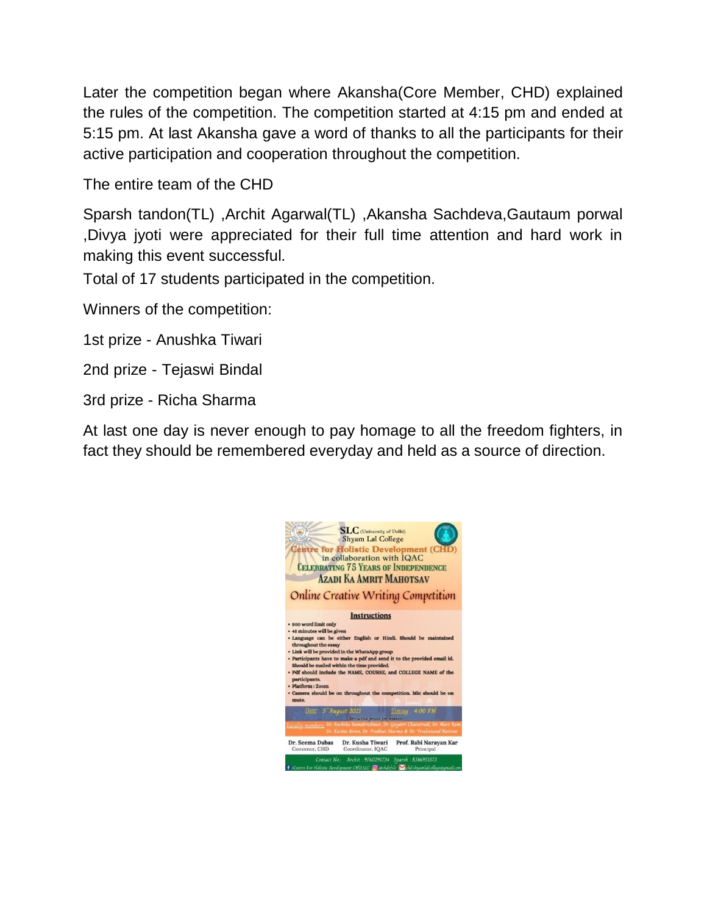Later the competition began where Akansha(Core Member, CHD) explained the rules of the competition. The competition started at 4:15 pm and ended at 5:15 pm. At last Akansha gave a word of thanks to all the participants for their active participation and cooperation throughout the competition.

The entire team of the CHD

Sparsh tandon(TL) ,Archit Agarwal(TL) ,Akansha Sachdeva,Gautaum porwal ,Divya jyoti were appreciated for their full time attention and hard work in making this event successful.

Total of 17 students participated in the competition.

Winners of the competition:

1st prize - Anushka Tiwari

2nd prize - Tejaswi Bindal

3rd prize - Richa Sharma

At last one day is never enough to pay homage to all the freedom fighters, in fact they should be remembered everyday and held as a source of direction.